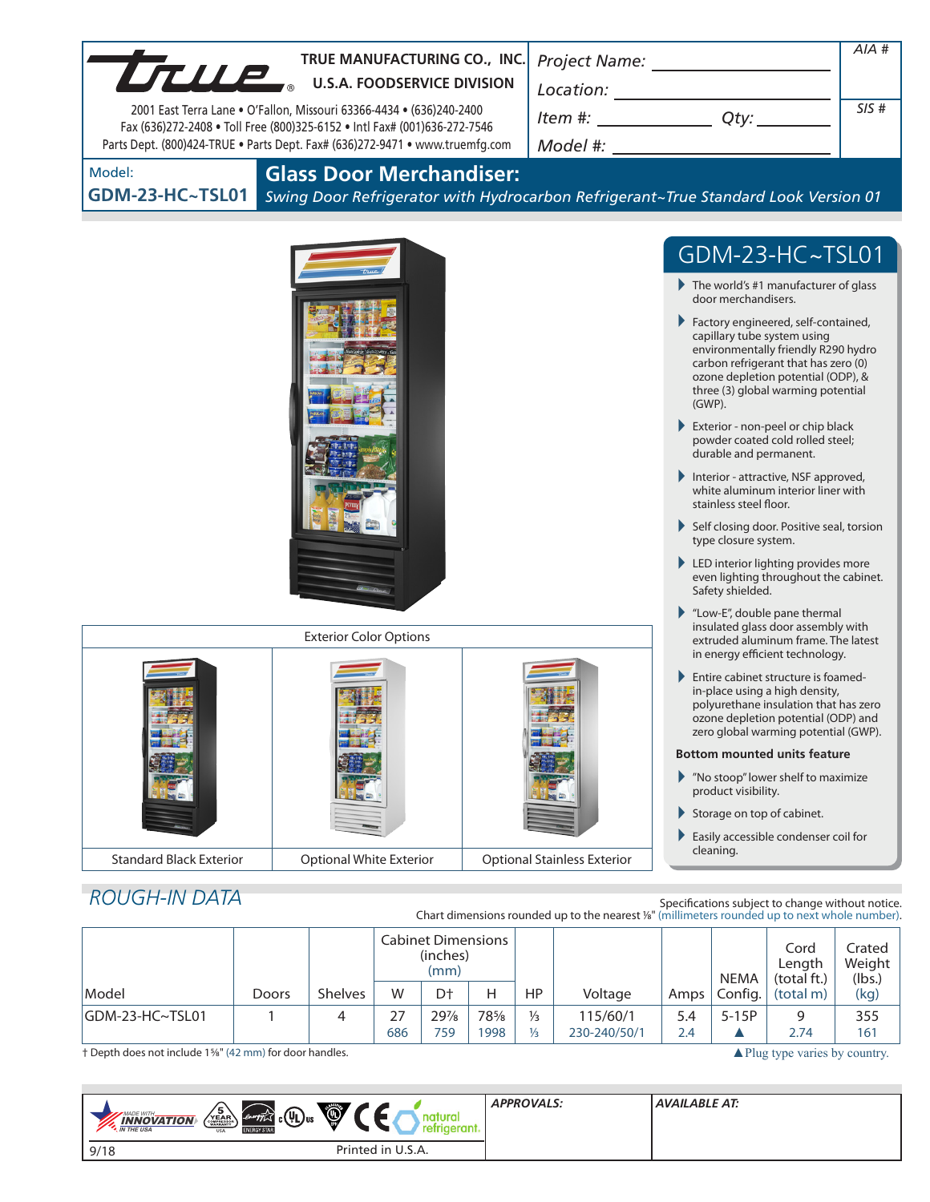TRUE MANUFACTURING CO., INC.
U.S.A. FOODSERVICE DIVISION

2001 East Terra Lane • O'Fallon, Missouri 63366-4434 • (636)240-2400
Fax (636)272-2408 • Toll Free (800)325-6152 • Intl Fax# (001)636-272-7546
Parts Dept. (800)424-TRUE • Parts Dept. Fax# (636)272-9471 • www.truemfg.com

Project Name: ____________________

Location: ____________________

Item #: ____________ Qty: ________

Model #: ____________________

AIA #

SIS #

Model: **GDM-23-HC~TSL01**

# Glass Door Merchandiser:

*Swing Door Refrigerator with Hydrocarbon Refrigerant~True Standard Look Version 01*

| Exterior Color Options | | |
|---|---|---|
| Standard Black Exterior | Optional White Exterior | Optional Stainless Exterior |

## GDM-23-HC~TSL01

- The world's #1 manufacturer of glass door merchandisers.
- Factory engineered, self-contained, capillary tube system using environmentally friendly R290 hydro carbon refrigerant that has zero (0) ozone depletion potential (ODP), & three (3) global warming potential (GWP).
- Exterior - non-peel or chip black powder coated cold rolled steel; durable and permanent.
- Interior - attractive, NSF approved, white aluminum interior liner with stainless steel floor.
- Self closing door. Positive seal, torsion type closure system.
- LED interior lighting provides more even lighting throughout the cabinet. Safety shielded.
- "Low-E", double pane thermal insulated glass door assembly with extruded aluminum frame. The latest in energy efficient technology.
- Entire cabinet structure is foamed-in-place using a high density, polyurethane insulation that has zero ozone depletion potential (ODP) and zero global warming potential (GWP).

**Bottom mounted units feature**

- "No stoop" lower shelf to maximize product visibility.
- Storage on top of cabinet.
- Easily accessible condenser coil for cleaning.

## ROUGH-IN DATA

Specifications subject to change without notice.
Chart dimensions rounded up to the nearest ⅛" (millimeters rounded up to next whole number).

| Model | Doors | Shelves | Cabinet Dimensions (inches) (mm) W | D† | H | HP | Voltage | Amps | NEMA Config. | Cord Length (total ft.) (total m) | Crated Weight (lbs.) (kg) |
|---|---|---|---|---|---|---|---|---|---|---|---|
| GDM-23-HC~TSL01 | 1 | 4 | 27 | 29⅞ | 78⅝ | ⅓ | 115/60/1 | 5.4 | 5-15P | 9 | 355 |
| | | | 686 | 759 | 1998 | ⅓ | 230-240/50/1 | 2.4 | ▲ | 2.74 | 161 |

† Depth does not include 1⅝" (42 mm) for door handles.

▲Plug type varies by country.

MADE WITH INNOVATION IN THE USA | 5 YEAR COMPRESSOR WARRANTY | ENERGY STAR | cULus | CE | natural refrigerant.

APPROVALS:

AVAILABLE AT:

9/18

Printed in U.S.A.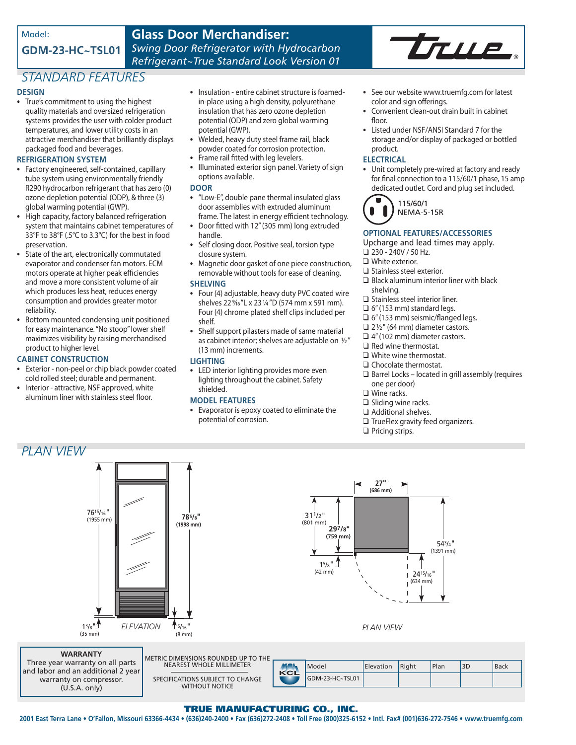Model:

**GDM-23-HC~TSL01**

# Glass Door Merchandiser:

*Swing Door Refrigerator with Hydrocarbon Refrigerant~True Standard Look Version 01*

## STANDARD FEATURES

### DESIGN

- True's commitment to using the highest quality materials and oversized refrigeration systems provides the user with colder product temperatures, and lower utility costs in an attractive merchandiser that brilliantly displays packaged food and beverages.

### REFRIGERATION SYSTEM

- Factory engineered, self-contained, capillary tube system using environmentally friendly R290 hydrocarbon refrigerant that has zero (0) ozone depletion potential (ODP), & three (3) global warming potential (GWP).
- High capacity, factory balanced refrigeration system that maintains cabinet temperatures of 33°F to 38°F (.5°C to 3.3°C) for the best in food preservation.
- State of the art, electronically commutated evaporator and condenser fan motors. ECM motors operate at higher peak efficiencies and move a more consistent volume of air which produces less heat, reduces energy consumption and provides greater motor reliability.
- Bottom mounted condensing unit positioned for easy maintenance. "No stoop" lower shelf maximizes visibility by raising merchandised product to higher level.

### CABINET CONSTRUCTION

- Exterior - non-peel or chip black powder coated cold rolled steel; durable and permanent.
- Interior - attractive, NSF approved, white aluminum liner with stainless steel floor.
- Insulation - entire cabinet structure is foamed-in-place using a high density, polyurethane insulation that has zero ozone depletion potential (ODP) and zero global warming potential (GWP).
- Welded, heavy duty steel frame rail, black powder coated for corrosion protection.
- Frame rail fitted with leg levelers.
- Illuminated exterior sign panel. Variety of sign options available.

### DOOR

- "Low-E", double pane thermal insulated glass door assemblies with extruded aluminum frame. The latest in energy efficient technology.
- Door fitted with 12" (305 mm) long extruded handle.
- Self closing door. Positive seal, torsion type closure system.
- Magnetic door gasket of one piece construction, removable without tools for ease of cleaning.

### SHELVING

- Four (4) adjustable, heavy duty PVC coated wire shelves 22 9/16"L x 23 1/4"D (574 mm x 591 mm). Four (4) chrome plated shelf clips included per shelf.
- Shelf support pilasters made of same material as cabinet interior; shelves are adjustable on 1/2" (13 mm) increments.

### LIGHTING

- LED interior lighting provides more even lighting throughout the cabinet. Safety shielded.

### MODEL FEATURES

- Evaporator is epoxy coated to eliminate the potential of corrosion.
- See our website www.truemfg.com for latest color and sign offerings.
- Convenient clean-out drain built in cabinet floor.
- Listed under NSF/ANSI Standard 7 for the storage and/or display of packaged or bottled product.

### ELECTRICAL

- Unit completely pre-wired at factory and ready for final connection to a 115/60/1 phase, 15 amp dedicated outlet. Cord and plug set included.

115/60/1
NEMA-5-15R

### OPTIONAL FEATURES/ACCESSORIES

Upcharge and lead times may apply.

- ❑ 230 - 240V / 50 Hz.
- ❑ White exterior.
- ❑ Stainless steel exterior.
- ❑ Black aluminum interior liner with black shelving.
- ❑ Stainless steel interior liner.
- ❑ 6" (153 mm) standard legs.
- ❑ 6" (153 mm) seismic/flanged legs.
- ❑ 2 1/2" (64 mm) diameter castors.
- ❑ 4" (102 mm) diameter castors.
- ❑ Red wine thermostat.
- ❑ White wine thermostat.
- ❑ Chocolate thermostat.
- ❑ Barrel Locks – located in grill assembly (requires one per door)
- ❑ Wine racks.
- ❑ Sliding wine racks.
- ❑ Additional shelves.
- ❑ TrueFlex gravity feed organizers.
- ❑ Pricing strips.

## PLAN VIEW

76 15/16" (1955 mm)
78 5/8" (1998 mm)
1 3/8" (35 mm)
5/16" (8 mm)
ELEVATION

27" (686 mm)
31 1/2" (801 mm)
29 7/8" (759 mm)
1 5/8" (42 mm)
54 3/4" (1391 mm)
24 15/16" (634 mm)
PLAN VIEW

**WARRANTY**
Three year warranty on all parts and labor and an additional 2 year warranty on compressor.
(U.S.A. only)

METRIC DIMENSIONS ROUNDED UP TO THE NEAREST WHOLE MILLIMETER

SPECIFICATIONS SUBJECT TO CHANGE WITHOUT NOTICE

| Model | Elevation | Right | Plan | 3D | Back |
|---|---|---|---|---|---|
| GDM-23-HC~TSL01 | | | | | |

**TRUE MANUFACTURING CO., INC.**

2001 East Terra Lane • O'Fallon, Missouri 63366-4434 • (636)240-2400 • Fax (636)272-2408 • Toll Free (800)325-6152 • Intl. Fax# (001)636-272-7546 • www.truemfg.com